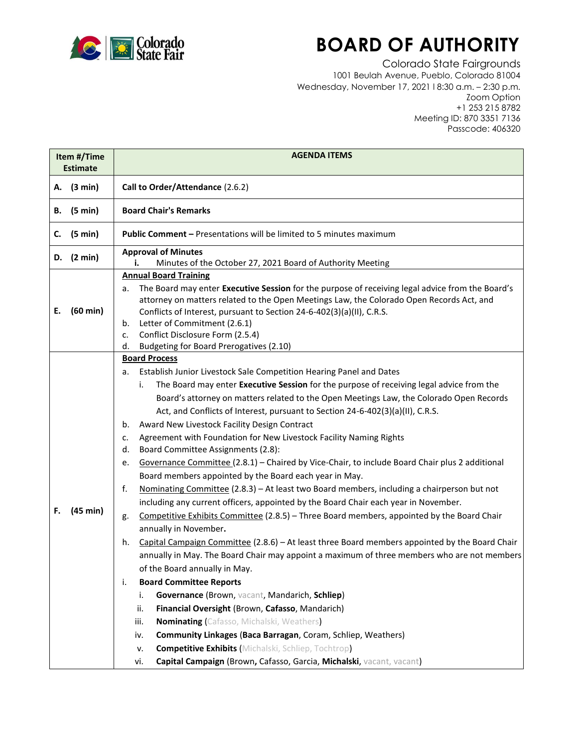# BOARD OF AUTHORITY

Colorado State Fairgrounds
1001 Beulah Avenue, Pueblo, Colorado 81004
Wednesday, November 17, 2021 I 8:30 a.m. – 2:30 p.m.
Zoom Option
+1 253 215 8782
Meeting ID: 870 3351 7136
Passcode: 406320

| Item #/Time Estimate | AGENDA ITEMS |
|---|---|
| A. (3 min) | **Call to Order/Attendance** (2.6.2) |
| B. (5 min) | **Board Chair's Remarks** |
| C. (5 min) | **Public Comment –** Presentations will be limited to 5 minutes maximum |
| D. (2 min) | **Approval of Minutes**<br>i. Minutes of the October 27, 2021 Board of Authority Meeting |
| E. (60 min) | **Annual Board Training**<br>a. The Board may enter **Executive Session** for the purpose of receiving legal advice from the Board's attorney on matters related to the Open Meetings Law, the Colorado Open Records Act, and Conflicts of Interest, pursuant to Section 24-6-402(3)(a)(II), C.R.S.<br>b. Letter of Commitment (2.6.1)<br>c. Conflict Disclosure Form (2.5.4)<br>d. Budgeting for Board Prerogatives (2.10) |
| F. (45 min) | **Board Process**<br>a. Establish Junior Livestock Sale Competition Hearing Panel and Dates<br>i. The Board may enter **Executive Session** for the purpose of receiving legal advice from the Board's attorney on matters related to the Open Meetings Law, the Colorado Open Records Act, and Conflicts of Interest, pursuant to Section 24-6-402(3)(a)(II), C.R.S.<br>b. Award New Livestock Facility Design Contract<br>c. Agreement with Foundation for New Livestock Facility Naming Rights<br>d. Board Committee Assignments (2.8):<br>e. Governance Committee (2.8.1) – Chaired by Vice-Chair, to include Board Chair plus 2 additional Board members appointed by the Board each year in May.<br>f. Nominating Committee (2.8.3) – At least two Board members, including a chairperson but not including any current officers, appointed by the Board Chair each year in November.<br>g. Competitive Exhibits Committee (2.8.5) – Three Board members, appointed by the Board Chair annually in November.<br>h. Capital Campaign Committee (2.8.6) – At least three Board members appointed by the Board Chair annually in May. The Board Chair may appoint a maximum of three members who are not members of the Board annually in May.<br>i. **Board Committee Reports**<br>i. **Governance** (Brown, vacant, Mandarich, **Schliep**)<br>ii. **Financial Oversight** (Brown, **Cafasso**, Mandarich)<br>iii. **Nominating** (Cafasso, Michalski, Weathers)<br>iv. **Community Linkages** (**Baca Barragan**, Coram, Schliep, Weathers)<br>v. **Competitive Exhibits** (Michalski, Schliep, Tochtrop)<br>vi. **Capital Campaign** (Brown, Cafasso, Garcia, **Michalski**, vacant, vacant) |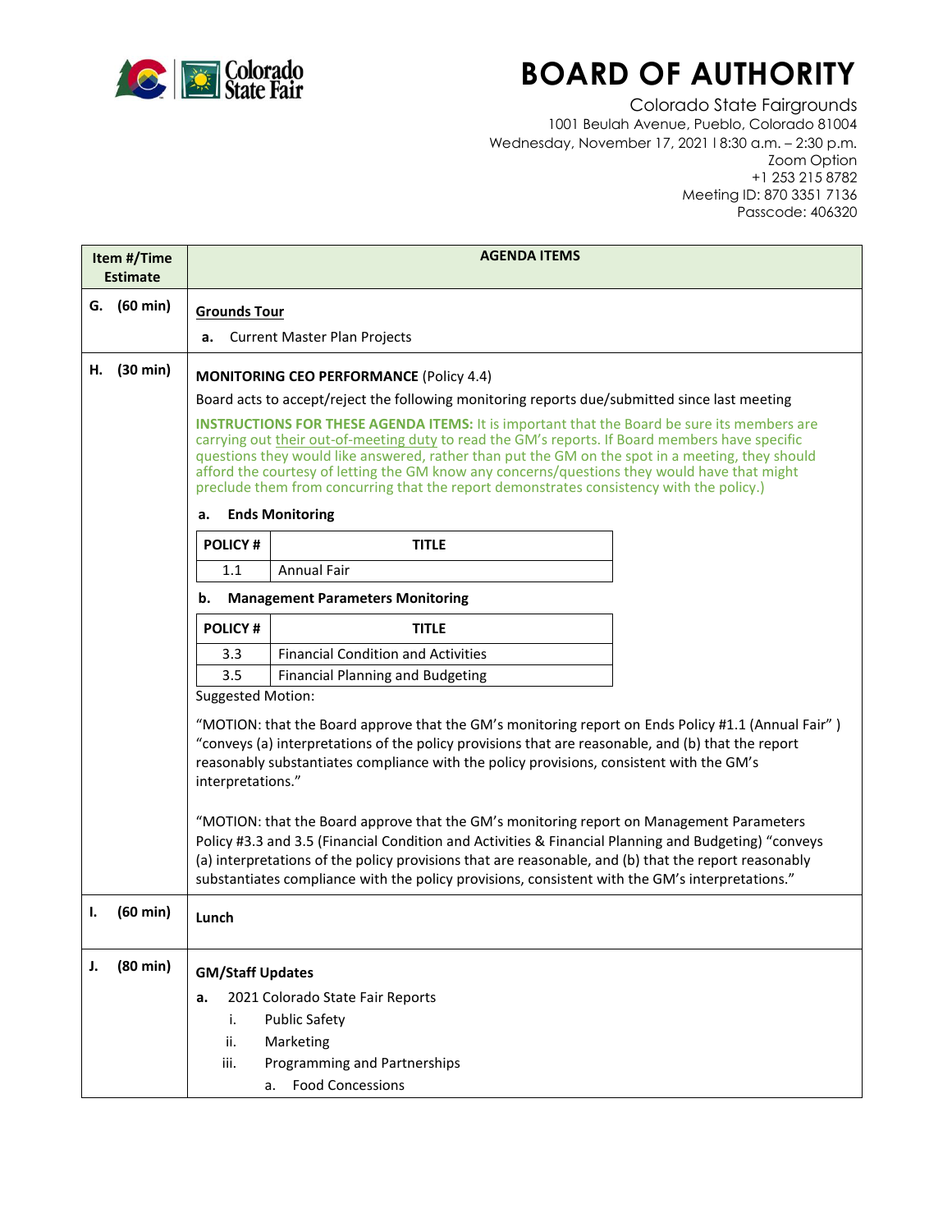# BOARD OF AUTHORITY

Colorado State Fairgrounds
1001 Beulah Avenue, Pueblo, Colorado 81004
Wednesday, November 17, 2021 I 8:30 a.m. – 2:30 p.m.
Zoom Option
+1 253 215 8782
Meeting ID: 870 3351 7136
Passcode: 406320

| Item #/Time Estimate | AGENDA ITEMS |
|---|---|
| G. (60 min) | **Grounds Tour**<br>**a.** Current Master Plan Projects |
| H. (30 min) | **MONITORING CEO PERFORMANCE** (Policy 4.4)<br>Board acts to accept/reject the following monitoring reports due/submitted since last meeting<br>**INSTRUCTIONS FOR THESE AGENDA ITEMS:** It is important that the Board be sure its members are carrying out their out-of-meeting duty to read the GM's reports. If Board members have specific questions they would like answered, rather than put the GM on the spot in a meeting, they should afford the courtesy of letting the GM know any concerns/questions they would have that might preclude them from concurring that the report demonstrates consistency with the policy.)<br>**a. Ends Monitoring**<br>POLICY # 1.1 – Annual Fair<br>**b. Management Parameters Monitoring**<br>POLICY # 3.3 – Financial Condition and Activities<br>POLICY # 3.5 – Financial Planning and Budgeting<br>Suggested Motion:<br>"MOTION: that the Board approve that the GM's monitoring report on Ends Policy #1.1 (Annual Fair" ) "conveys (a) interpretations of the policy provisions that are reasonable, and (b) that the report reasonably substantiates compliance with the policy provisions, consistent with the GM's interpretations."<br>"MOTION: that the Board approve that the GM's monitoring report on Management Parameters Policy #3.3 and 3.5 (Financial Condition and Activities & Financial Planning and Budgeting) "conveys (a) interpretations of the policy provisions that are reasonable, and (b) that the report reasonably substantiates compliance with the policy provisions, consistent with the GM's interpretations." |
| I. (60 min) | **Lunch** |
| J. (80 min) | **GM/Staff Updates**<br>**a.** 2021 Colorado State Fair Reports<br>i. Public Safety<br>ii. Marketing<br>iii. Programming and Partnerships<br>a. Food Concessions |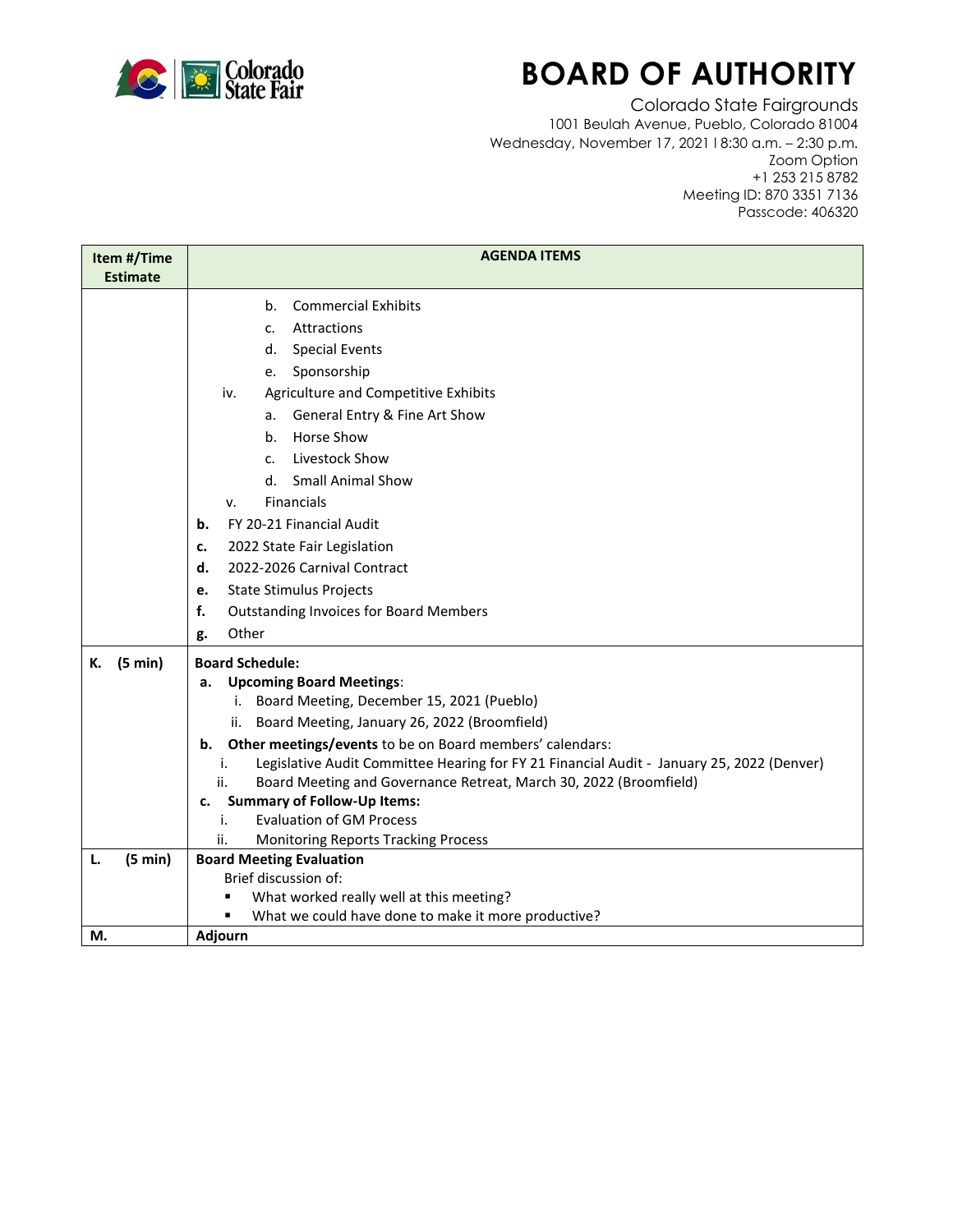# BOARD OF AUTHORITY

Colorado State Fairgrounds
1001 Beulah Avenue, Pueblo, Colorado 81004
Wednesday, November 17, 2021 I 8:30 a.m. – 2:30 p.m.
Zoom Option
+1 253 215 8782
Meeting ID: 870 3351 7136
Passcode: 406320

| Item #/Time Estimate | AGENDA ITEMS |
|---|---|
| | b. Commercial Exhibits<br>c. Attractions<br>d. Special Events<br>e. Sponsorship<br>iv. Agriculture and Competitive Exhibits<br>a. General Entry & Fine Art Show<br>b. Horse Show<br>c. Livestock Show<br>d. Small Animal Show<br>v. Financials<br>**b.** FY 20-21 Financial Audit<br>**c.** 2022 State Fair Legislation<br>**d.** 2022-2026 Carnival Contract<br>**e.** State Stimulus Projects<br>**f.** Outstanding Invoices for Board Members<br>**g.** Other |
| **K. (5 min)** | **Board Schedule:**<br>**a. Upcoming Board Meetings**:<br>i. Board Meeting, December 15, 2021 (Pueblo)<br>ii. Board Meeting, January 26, 2022 (Broomfield)<br>**b. Other meetings/events** to be on Board members' calendars:<br>i. Legislative Audit Committee Hearing for FY 21 Financial Audit - January 25, 2022 (Denver)<br>ii. Board Meeting and Governance Retreat, March 30, 2022 (Broomfield)<br>**c. Summary of Follow-Up Items:**<br>i. Evaluation of GM Process<br>ii. Monitoring Reports Tracking Process |
| **L. (5 min)** | **Board Meeting Evaluation**<br>Brief discussion of:<br>▪ What worked really well at this meeting?<br>▪ What we could have done to make it more productive? |
| **M.** | **Adjourn** |